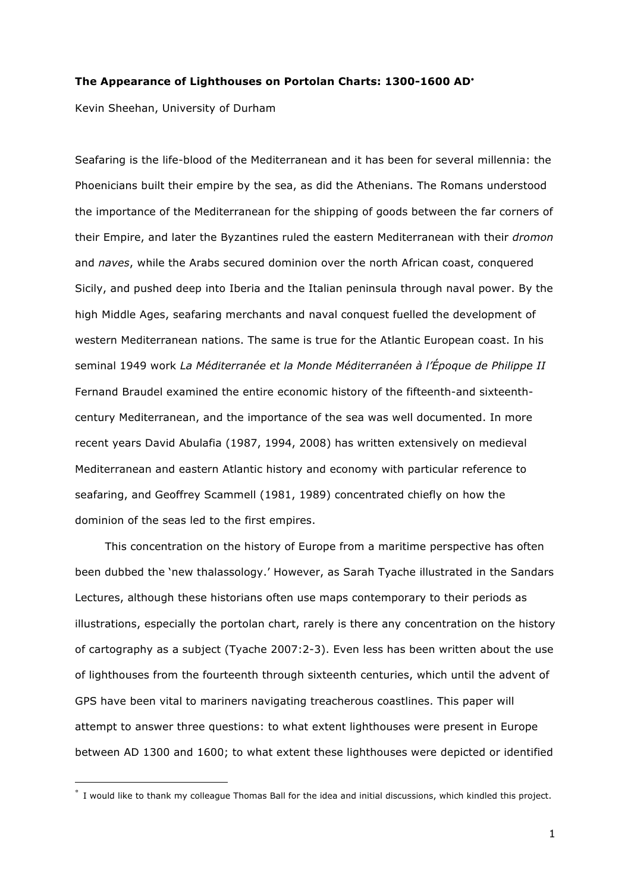**The Appearance of Lighthouses on Portolan Charts: 1300-1600 AD***

Kevin Sheehan, University of Durham

Seafaring is the life-blood of the Mediterranean and it has been for several millennia: the Phoenicians built their empire by the sea, as did the Athenians. The Romans understood the importance of the Mediterranean for the shipping of goods between the far corners of their Empire, and later the Byzantines ruled the eastern Mediterranean with their *dromon* and *naves*, while the Arabs secured dominion over the north African coast, conquered Sicily, and pushed deep into Iberia and the Italian peninsula through naval power. By the high Middle Ages, seafaring merchants and naval conquest fuelled the development of western Mediterranean nations. The same is true for the Atlantic European coast. In his seminal 1949 work *La Méditerranée et la Monde Méditerranéen à l'Époque de Philippe II* Fernand Braudel examined the entire economic history of the fifteenth-and sixteenth-century Mediterranean, and the importance of the sea was well documented. In more recent years David Abulafia (1987, 1994, 2008) has written extensively on medieval Mediterranean and eastern Atlantic history and economy with particular reference to seafaring, and Geoffrey Scammell (1981, 1989) concentrated chiefly on how the dominion of the seas led to the first empires.

This concentration on the history of Europe from a maritime perspective has often been dubbed the 'new thalassology.' However, as Sarah Tyache illustrated in the Sandars Lectures, although these historians often use maps contemporary to their periods as illustrations, especially the portolan chart, rarely is there any concentration on the history of cartography as a subject (Tyache 2007:2-3). Even less has been written about the use of lighthouses from the fourteenth through sixteenth centuries, which until the advent of GPS have been vital to mariners navigating treacherous coastlines. This paper will attempt to answer three questions: to what extent lighthouses were present in Europe between AD 1300 and 1600; to what extent these lighthouses were depicted or identified

\* I would like to thank my colleague Thomas Ball for the idea and initial discussions, which kindled this project.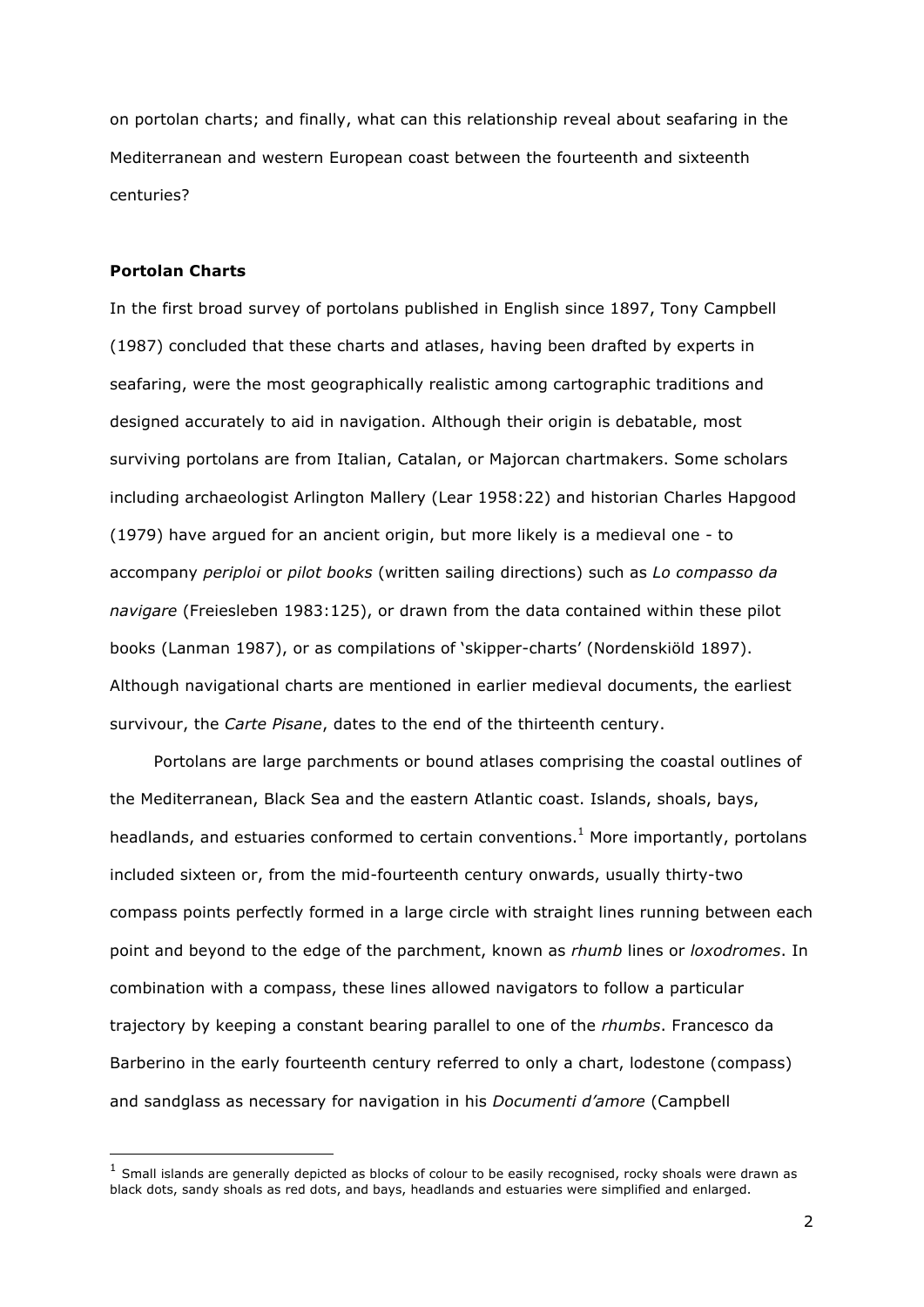on portolan charts; and finally, what can this relationship reveal about seafaring in the Mediterranean and western European coast between the fourteenth and sixteenth centuries?

**Portolan Charts**

In the first broad survey of portolans published in English since 1897, Tony Campbell (1987) concluded that these charts and atlases, having been drafted by experts in seafaring, were the most geographically realistic among cartographic traditions and designed accurately to aid in navigation. Although their origin is debatable, most surviving portolans are from Italian, Catalan, or Majorcan chartmakers. Some scholars including archaeologist Arlington Mallery (Lear 1958:22) and historian Charles Hapgood (1979) have argued for an ancient origin, but more likely is a medieval one - to accompany *periploi* or *pilot books* (written sailing directions) such as *Lo compasso da navigare* (Freiesleben 1983:125), or drawn from the data contained within these pilot books (Lanman 1987), or as compilations of 'skipper-charts' (Nordenskiöld 1897). Although navigational charts are mentioned in earlier medieval documents, the earliest survivour, the *Carte Pisane*, dates to the end of the thirteenth century.

Portolans are large parchments or bound atlases comprising the coastal outlines of the Mediterranean, Black Sea and the eastern Atlantic coast. Islands, shoals, bays, headlands, and estuaries conformed to certain conventions.[1] More importantly, portolans included sixteen or, from the mid-fourteenth century onwards, usually thirty-two compass points perfectly formed in a large circle with straight lines running between each point and beyond to the edge of the parchment, known as *rhumb* lines or *loxodromes*. In combination with a compass, these lines allowed navigators to follow a particular trajectory by keeping a constant bearing parallel to one of the *rhumbs*. Francesco da Barberino in the early fourteenth century referred to only a chart, lodestone (compass) and sandglass as necessary for navigation in his *Documenti d'amore* (Campbell

[1] Small islands are generally depicted as blocks of colour to be easily recognised, rocky shoals were drawn as black dots, sandy shoals as red dots, and bays, headlands and estuaries were simplified and enlarged.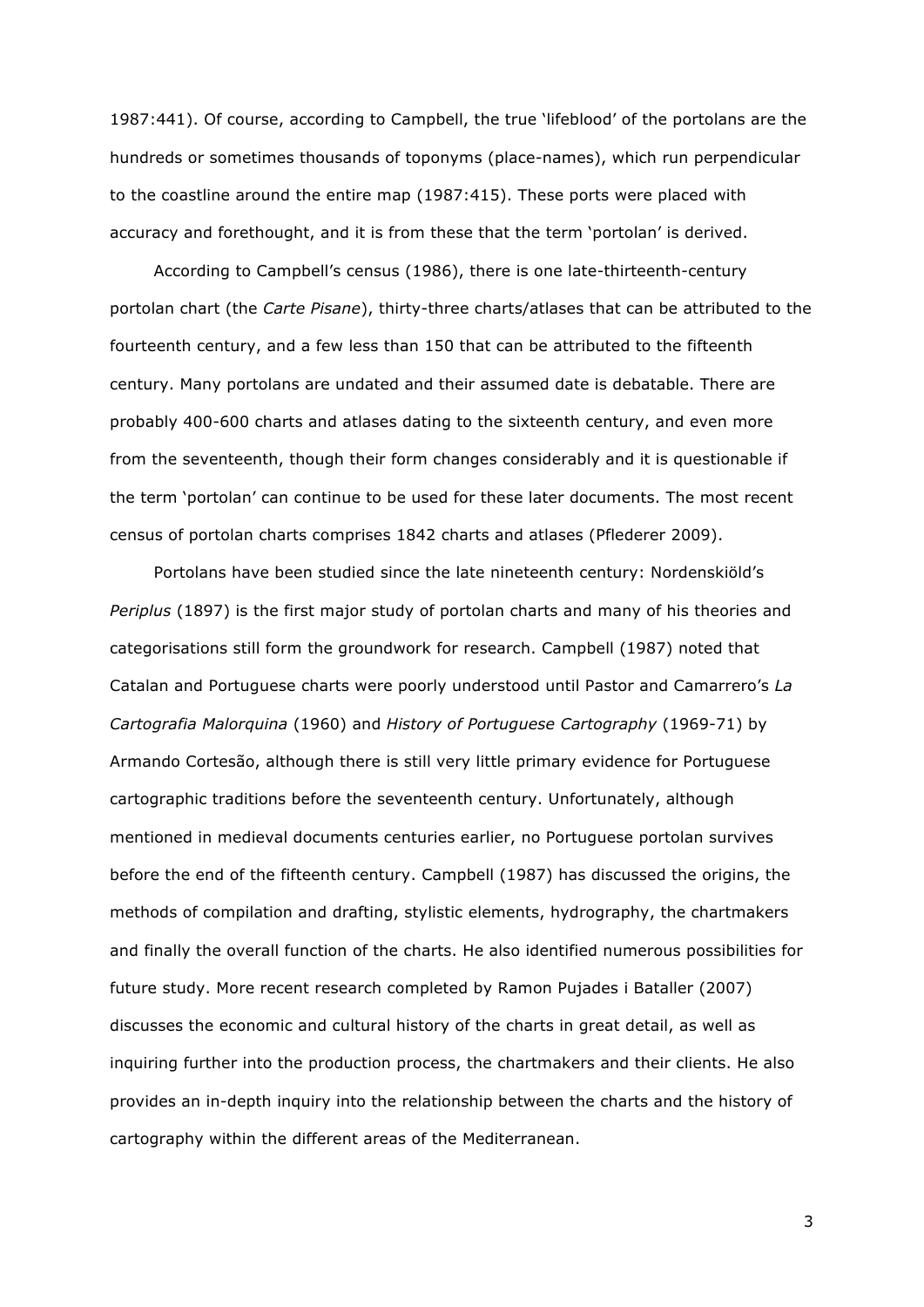1987:441). Of course, according to Campbell, the true 'lifeblood' of the portolans are the hundreds or sometimes thousands of toponyms (place-names), which run perpendicular to the coastline around the entire map (1987:415). These ports were placed with accuracy and forethought, and it is from these that the term 'portolan' is derived.

According to Campbell's census (1986), there is one late-thirteenth-century portolan chart (the *Carte Pisane*), thirty-three charts/atlases that can be attributed to the fourteenth century, and a few less than 150 that can be attributed to the fifteenth century. Many portolans are undated and their assumed date is debatable. There are probably 400-600 charts and atlases dating to the sixteenth century, and even more from the seventeenth, though their form changes considerably and it is questionable if the term 'portolan' can continue to be used for these later documents. The most recent census of portolan charts comprises 1842 charts and atlases (Pflederer 2009).

Portolans have been studied since the late nineteenth century: Nordenskiöld's *Periplus* (1897) is the first major study of portolan charts and many of his theories and categorisations still form the groundwork for research. Campbell (1987) noted that Catalan and Portuguese charts were poorly understood until Pastor and Camarrero's *La Cartografia Malorquina* (1960) and *History of Portuguese Cartography* (1969-71) by Armando Cortesão, although there is still very little primary evidence for Portuguese cartographic traditions before the seventeenth century. Unfortunately, although mentioned in medieval documents centuries earlier, no Portuguese portolan survives before the end of the fifteenth century. Campbell (1987) has discussed the origins, the methods of compilation and drafting, stylistic elements, hydrography, the chartmakers and finally the overall function of the charts. He also identified numerous possibilities for future study. More recent research completed by Ramon Pujades i Bataller (2007) discusses the economic and cultural history of the charts in great detail, as well as inquiring further into the production process, the chartmakers and their clients. He also provides an in-depth inquiry into the relationship between the charts and the history of cartography within the different areas of the Mediterranean.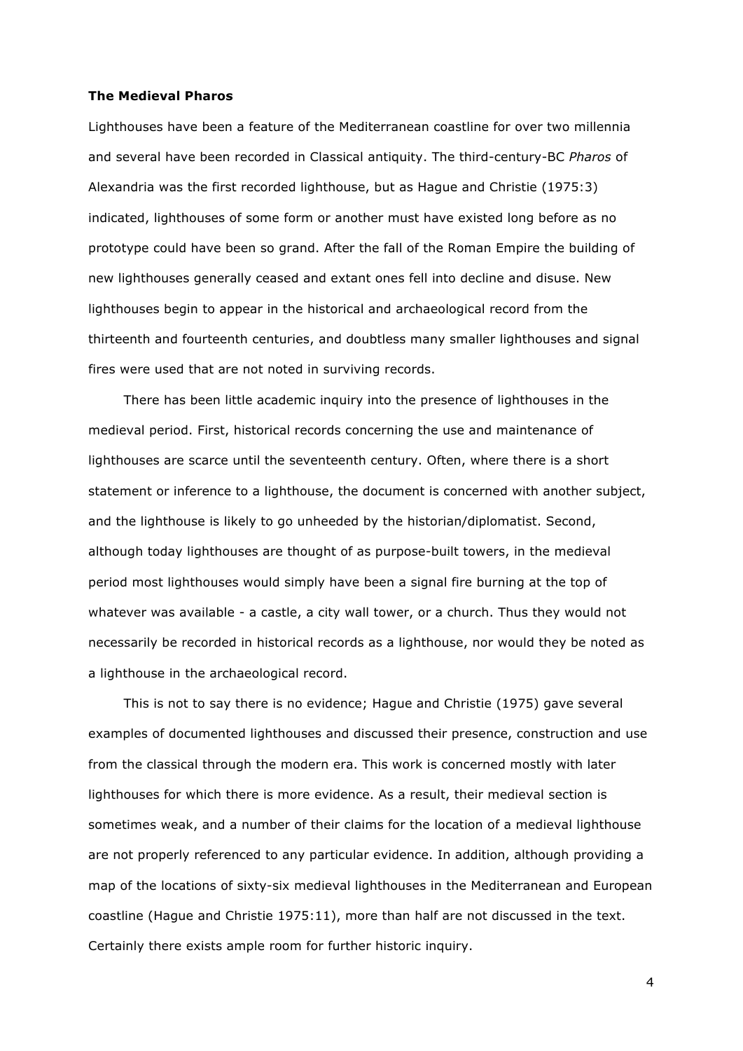**The Medieval Pharos**

Lighthouses have been a feature of the Mediterranean coastline for over two millennia and several have been recorded in Classical antiquity. The third-century-BC *Pharos* of Alexandria was the first recorded lighthouse, but as Hague and Christie (1975:3) indicated, lighthouses of some form or another must have existed long before as no prototype could have been so grand. After the fall of the Roman Empire the building of new lighthouses generally ceased and extant ones fell into decline and disuse. New lighthouses begin to appear in the historical and archaeological record from the thirteenth and fourteenth centuries, and doubtless many smaller lighthouses and signal fires were used that are not noted in surviving records.

There has been little academic inquiry into the presence of lighthouses in the medieval period. First, historical records concerning the use and maintenance of lighthouses are scarce until the seventeenth century. Often, where there is a short statement or inference to a lighthouse, the document is concerned with another subject, and the lighthouse is likely to go unheeded by the historian/diplomatist. Second, although today lighthouses are thought of as purpose-built towers, in the medieval period most lighthouses would simply have been a signal fire burning at the top of whatever was available - a castle, a city wall tower, or a church. Thus they would not necessarily be recorded in historical records as a lighthouse, nor would they be noted as a lighthouse in the archaeological record.

This is not to say there is no evidence; Hague and Christie (1975) gave several examples of documented lighthouses and discussed their presence, construction and use from the classical through the modern era. This work is concerned mostly with later lighthouses for which there is more evidence. As a result, their medieval section is sometimes weak, and a number of their claims for the location of a medieval lighthouse are not properly referenced to any particular evidence. In addition, although providing a map of the locations of sixty-six medieval lighthouses in the Mediterranean and European coastline (Hague and Christie 1975:11), more than half are not discussed in the text. Certainly there exists ample room for further historic inquiry.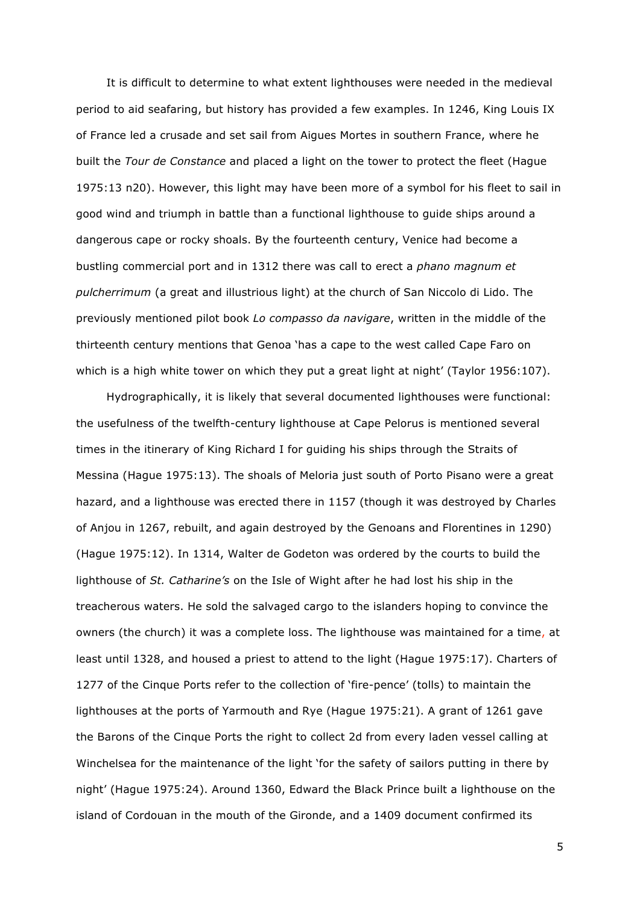It is difficult to determine to what extent lighthouses were needed in the medieval period to aid seafaring, but history has provided a few examples. In 1246, King Louis IX of France led a crusade and set sail from Aigues Mortes in southern France, where he built the *Tour de Constance* and placed a light on the tower to protect the fleet (Hague 1975:13 n20). However, this light may have been more of a symbol for his fleet to sail in good wind and triumph in battle than a functional lighthouse to guide ships around a dangerous cape or rocky shoals. By the fourteenth century, Venice had become a bustling commercial port and in 1312 there was call to erect a *phano magnum et pulcherrimum* (a great and illustrious light) at the church of San Niccolo di Lido. The previously mentioned pilot book *Lo compasso da navigare*, written in the middle of the thirteenth century mentions that Genoa 'has a cape to the west called Cape Faro on which is a high white tower on which they put a great light at night' (Taylor 1956:107).

Hydrographically, it is likely that several documented lighthouses were functional: the usefulness of the twelfth-century lighthouse at Cape Pelorus is mentioned several times in the itinerary of King Richard I for guiding his ships through the Straits of Messina (Hague 1975:13). The shoals of Meloria just south of Porto Pisano were a great hazard, and a lighthouse was erected there in 1157 (though it was destroyed by Charles of Anjou in 1267, rebuilt, and again destroyed by the Genoans and Florentines in 1290) (Hague 1975:12). In 1314, Walter de Godeton was ordered by the courts to build the lighthouse of *St. Catharine's* on the Isle of Wight after he had lost his ship in the treacherous waters. He sold the salvaged cargo to the islanders hoping to convince the owners (the church) it was a complete loss. The lighthouse was maintained for a time, at least until 1328, and housed a priest to attend to the light (Hague 1975:17). Charters of 1277 of the Cinque Ports refer to the collection of 'fire-pence' (tolls) to maintain the lighthouses at the ports of Yarmouth and Rye (Hague 1975:21). A grant of 1261 gave the Barons of the Cinque Ports the right to collect 2d from every laden vessel calling at Winchelsea for the maintenance of the light 'for the safety of sailors putting in there by night' (Hague 1975:24). Around 1360, Edward the Black Prince built a lighthouse on the island of Cordouan in the mouth of the Gironde, and a 1409 document confirmed its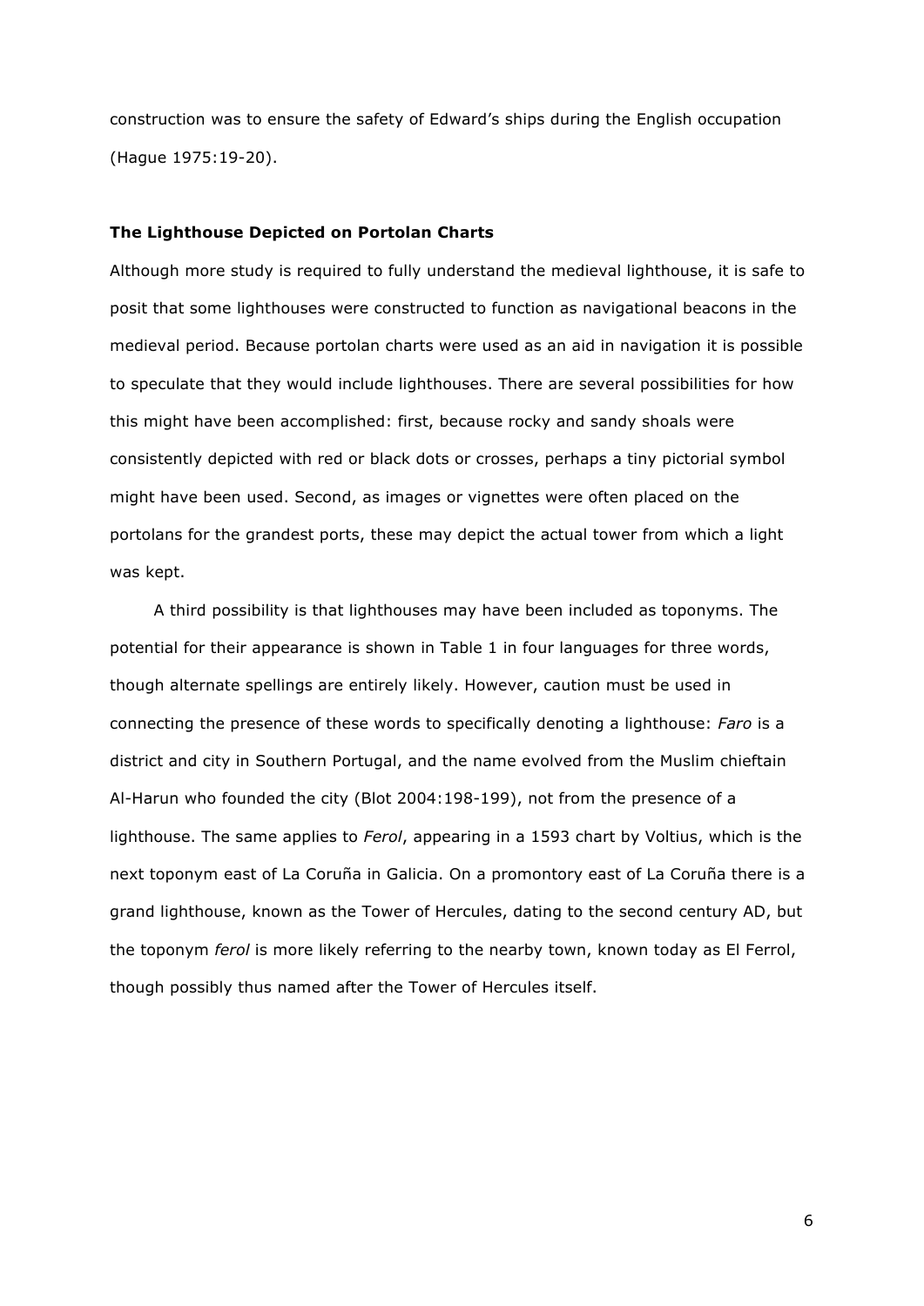construction was to ensure the safety of Edward's ships during the English occupation (Hague 1975:19-20).

### The Lighthouse Depicted on Portolan Charts

Although more study is required to fully understand the medieval lighthouse, it is safe to posit that some lighthouses were constructed to function as navigational beacons in the medieval period. Because portolan charts were used as an aid in navigation it is possible to speculate that they would include lighthouses. There are several possibilities for how this might have been accomplished: first, because rocky and sandy shoals were consistently depicted with red or black dots or crosses, perhaps a tiny pictorial symbol might have been used. Second, as images or vignettes were often placed on the portolans for the grandest ports, these may depict the actual tower from which a light was kept.

A third possibility is that lighthouses may have been included as toponyms. The potential for their appearance is shown in Table 1 in four languages for three words, though alternate spellings are entirely likely. However, caution must be used in connecting the presence of these words to specifically denoting a lighthouse: *Faro* is a district and city in Southern Portugal, and the name evolved from the Muslim chieftain Al-Harun who founded the city (Blot 2004:198-199), not from the presence of a lighthouse. The same applies to *Ferol*, appearing in a 1593 chart by Voltius, which is the next toponym east of La Coruña in Galicia. On a promontory east of La Coruña there is a grand lighthouse, known as the Tower of Hercules, dating to the second century AD, but the toponym *ferol* is more likely referring to the nearby town, known today as El Ferrol, though possibly thus named after the Tower of Hercules itself.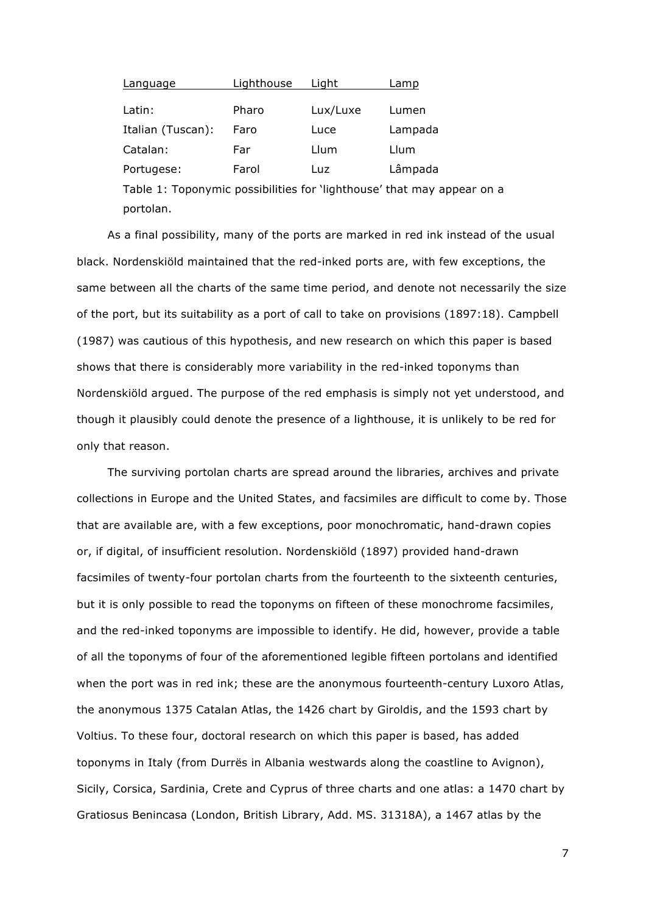| Language | Lighthouse | Light | Lamp |
| --- | --- | --- | --- |
| Latin: | Pharo | Lux/Luxe | Lumen |
| Italian (Tuscan): | Faro | Luce | Lampada |
| Catalan: | Far | Llum | Llum |
| Portugese: | Farol | Luz | Lâmpada |

Table 1: Toponymic possibilities for 'lighthouse' that may appear on a portolan.

As a final possibility, many of the ports are marked in red ink instead of the usual black. Nordenskiöld maintained that the red-inked ports are, with few exceptions, the same between all the charts of the same time period, and denote not necessarily the size of the port, but its suitability as a port of call to take on provisions (1897:18). Campbell (1987) was cautious of this hypothesis, and new research on which this paper is based shows that there is considerably more variability in the red-inked toponyms than Nordenskiöld argued. The purpose of the red emphasis is simply not yet understood, and though it plausibly could denote the presence of a lighthouse, it is unlikely to be red for only that reason.

The surviving portolan charts are spread around the libraries, archives and private collections in Europe and the United States, and facsimiles are difficult to come by. Those that are available are, with a few exceptions, poor monochromatic, hand-drawn copies or, if digital, of insufficient resolution. Nordenskiöld (1897) provided hand-drawn facsimiles of twenty-four portolan charts from the fourteenth to the sixteenth centuries, but it is only possible to read the toponyms on fifteen of these monochrome facsimiles, and the red-inked toponyms are impossible to identify. He did, however, provide a table of all the toponyms of four of the aforementioned legible fifteen portolans and identified when the port was in red ink; these are the anonymous fourteenth-century Luxoro Atlas, the anonymous 1375 Catalan Atlas, the 1426 chart by Giroldis, and the 1593 chart by Voltius. To these four, doctoral research on which this paper is based, has added toponyms in Italy (from Durrës in Albania westwards along the coastline to Avignon), Sicily, Corsica, Sardinia, Crete and Cyprus of three charts and one atlas: a 1470 chart by Gratiosus Benincasa (London, British Library, Add. MS. 31318A), a 1467 atlas by the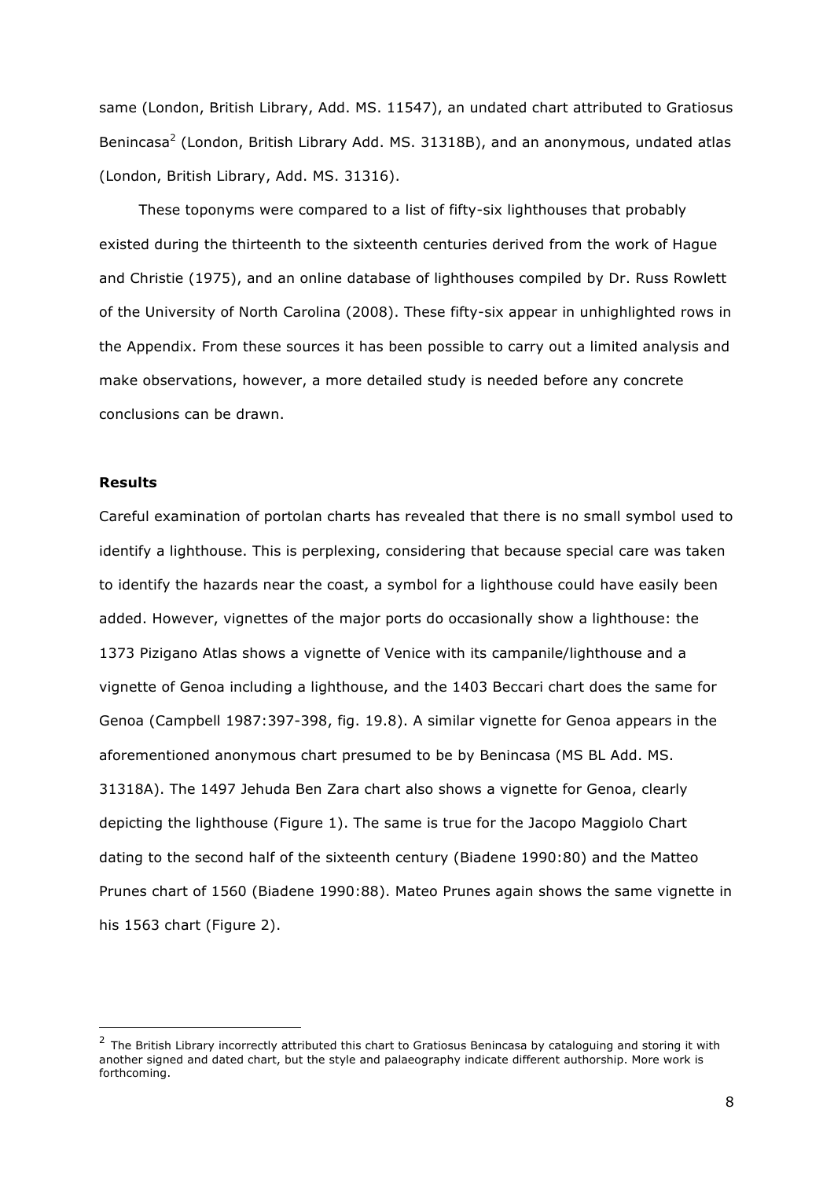same (London, British Library, Add. MS. 11547), an undated chart attributed to Gratiosus Benincasa[2] (London, British Library Add. MS. 31318B), and an anonymous, undated atlas (London, British Library, Add. MS. 31316).

These toponyms were compared to a list of fifty-six lighthouses that probably existed during the thirteenth to the sixteenth centuries derived from the work of Hague and Christie (1975), and an online database of lighthouses compiled by Dr. Russ Rowlett of the University of North Carolina (2008). These fifty-six appear in unhighlighted rows in the Appendix. From these sources it has been possible to carry out a limited analysis and make observations, however, a more detailed study is needed before any concrete conclusions can be drawn.

**Results**

Careful examination of portolan charts has revealed that there is no small symbol used to identify a lighthouse. This is perplexing, considering that because special care was taken to identify the hazards near the coast, a symbol for a lighthouse could have easily been added. However, vignettes of the major ports do occasionally show a lighthouse: the 1373 Pizigano Atlas shows a vignette of Venice with its campanile/lighthouse and a vignette of Genoa including a lighthouse, and the 1403 Beccari chart does the same for Genoa (Campbell 1987:397-398, fig. 19.8). A similar vignette for Genoa appears in the aforementioned anonymous chart presumed to be by Benincasa (MS BL Add. MS. 31318A). The 1497 Jehuda Ben Zara chart also shows a vignette for Genoa, clearly depicting the lighthouse (Figure 1). The same is true for the Jacopo Maggiolo Chart dating to the second half of the sixteenth century (Biadene 1990:80) and the Matteo Prunes chart of 1560 (Biadene 1990:88). Mateo Prunes again shows the same vignette in his 1563 chart (Figure 2).

[2] The British Library incorrectly attributed this chart to Gratiosus Benincasa by cataloguing and storing it with another signed and dated chart, but the style and palaeography indicate different authorship. More work is forthcoming.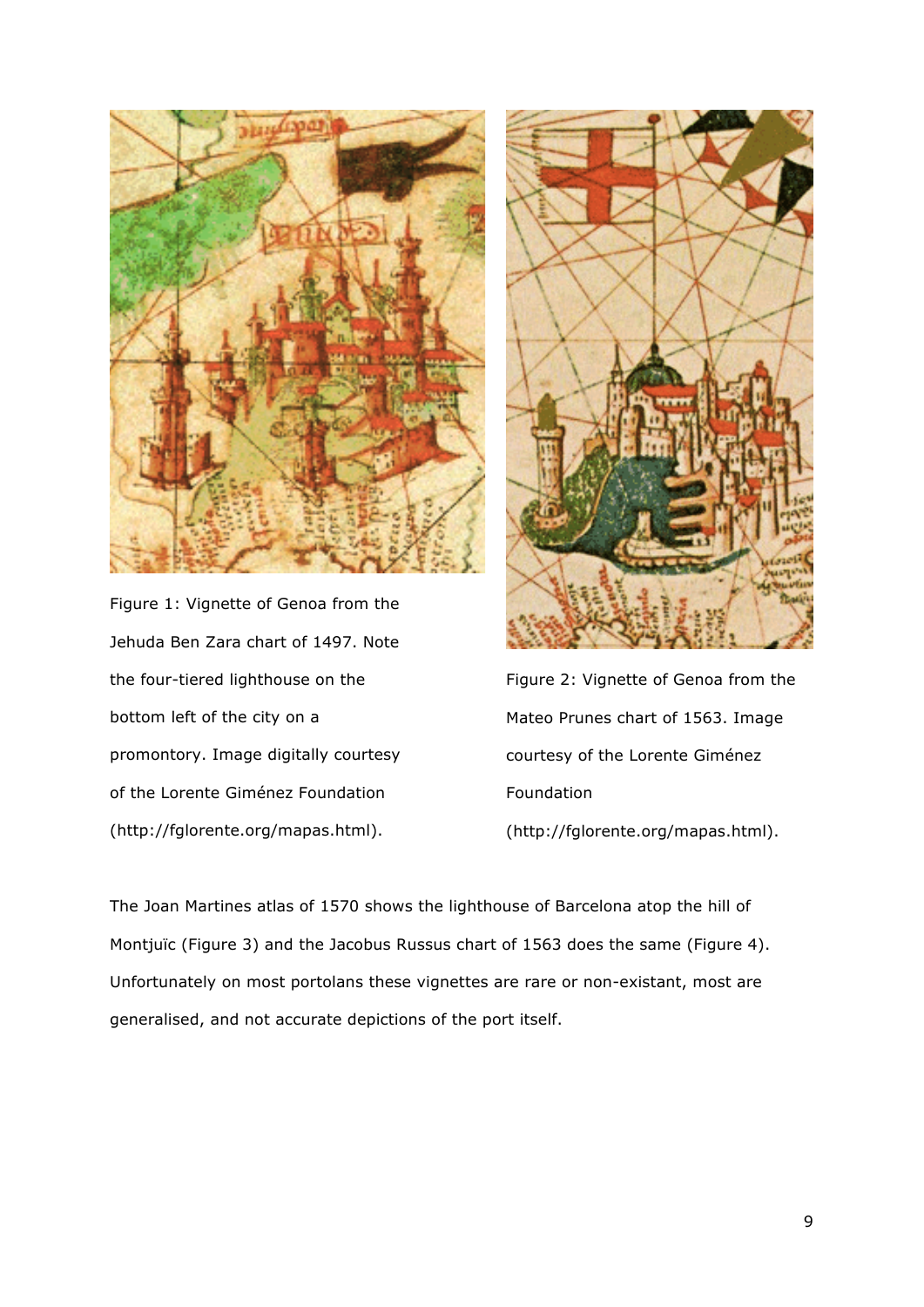Figure 1: Vignette of Genoa from the Jehuda Ben Zara chart of 1497. Note the four-tiered lighthouse on the bottom left of the city on a promontory. Image digitally courtesy of the Lorente Giménez Foundation (http://fglorente.org/mapas.html).

Figure 2: Vignette of Genoa from the Mateo Prunes chart of 1563. Image courtesy of the Lorente Giménez Foundation (http://fglorente.org/mapas.html).

The Joan Martines atlas of 1570 shows the lighthouse of Barcelona atop the hill of Montjuïc (Figure 3) and the Jacobus Russus chart of 1563 does the same (Figure 4). Unfortunately on most portolans these vignettes are rare or non-existant, most are generalised, and not accurate depictions of the port itself.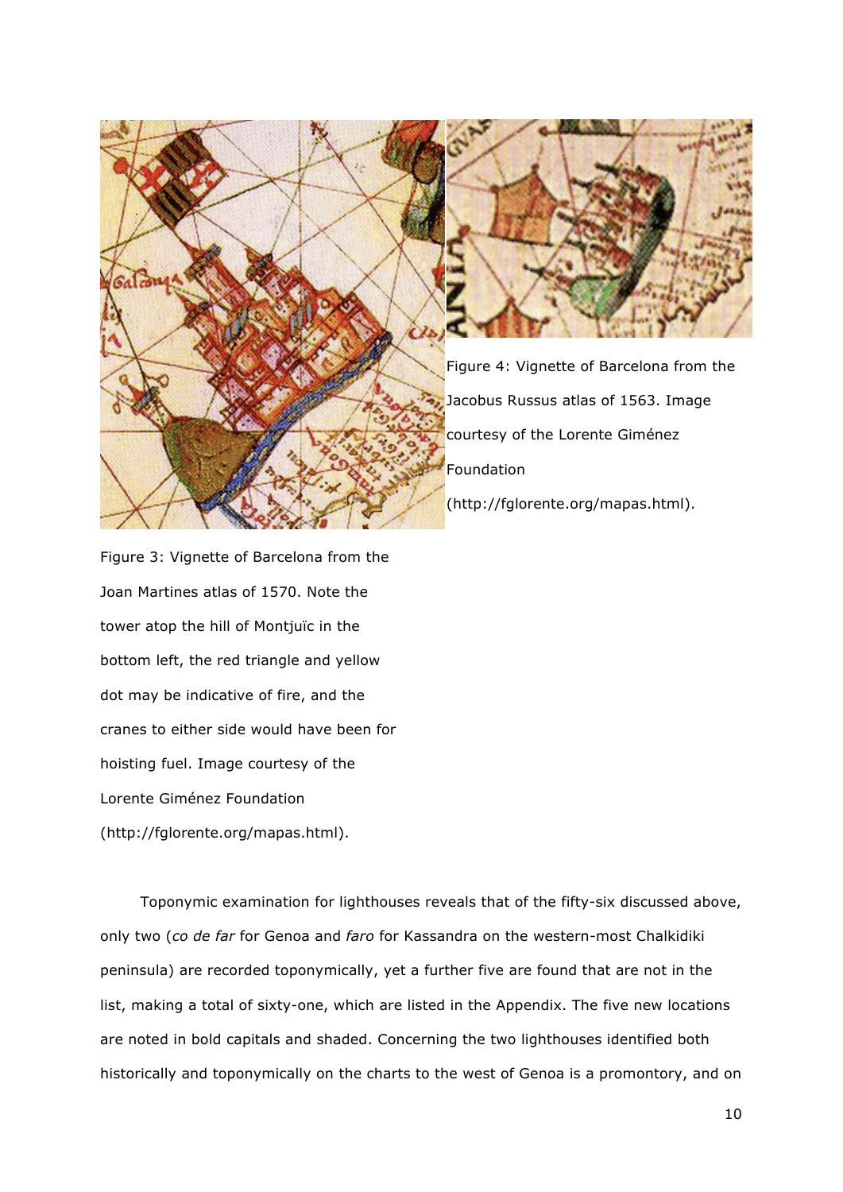Figure 4: Vignette of Barcelona from the Jacobus Russus atlas of 1563. Image courtesy of the Lorente Giménez Foundation (http://fglorente.org/mapas.html).

Figure 3: Vignette of Barcelona from the Joan Martines atlas of 1570. Note the tower atop the hill of Montjuïc in the bottom left, the red triangle and yellow dot may be indicative of fire, and the cranes to either side would have been for hoisting fuel. Image courtesy of the Lorente Giménez Foundation (http://fglorente.org/mapas.html).

Toponymic examination for lighthouses reveals that of the fifty-six discussed above, only two (*co de far* for Genoa and *faro* for Kassandra on the western-most Chalkidiki peninsula) are recorded toponymically, yet a further five are found that are not in the list, making a total of sixty-one, which are listed in the Appendix. The five new locations are noted in bold capitals and shaded. Concerning the two lighthouses identified both historically and toponymically on the charts to the west of Genoa is a promontory, and on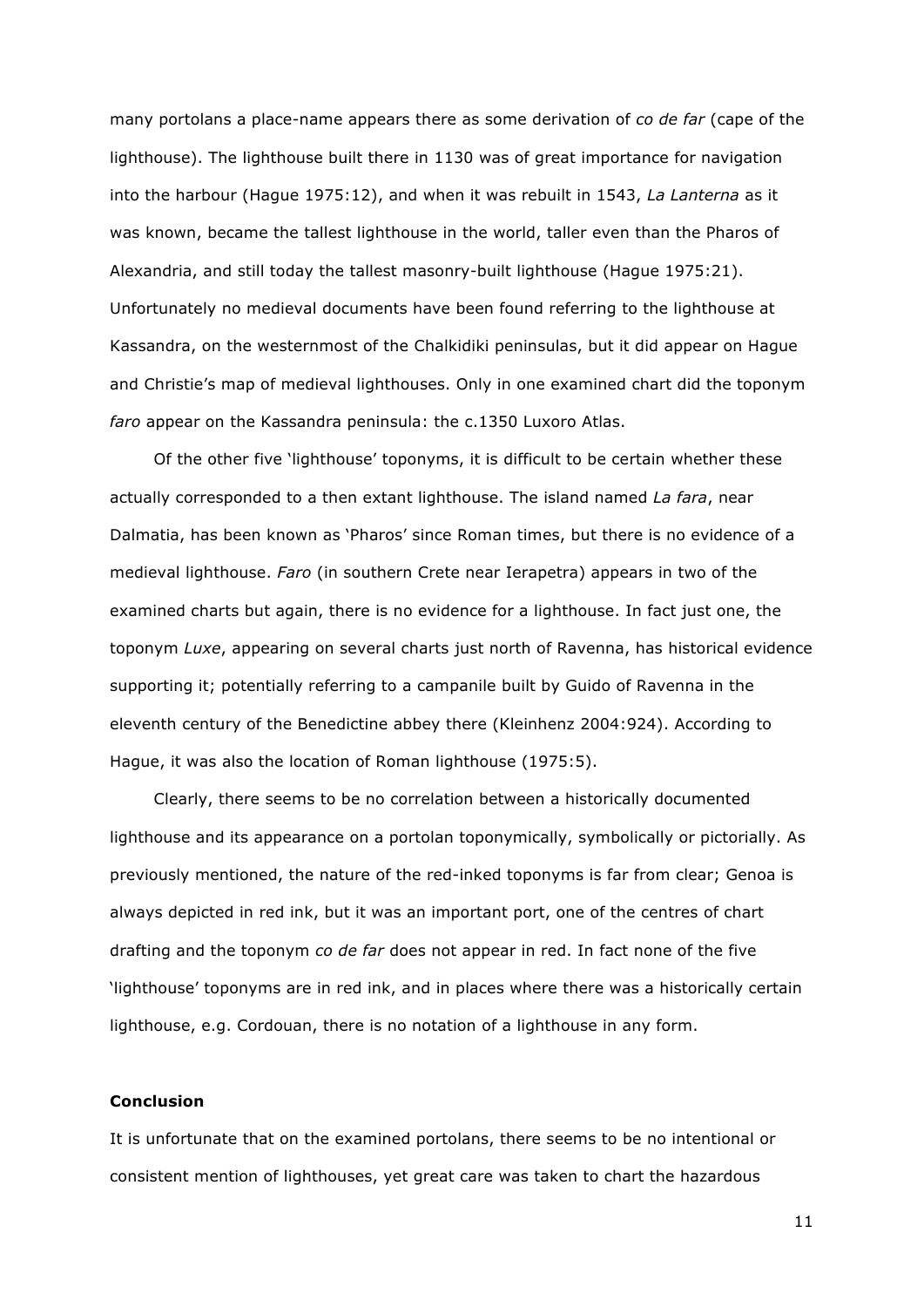many portolans a place-name appears there as some derivation of *co de far* (cape of the lighthouse). The lighthouse built there in 1130 was of great importance for navigation into the harbour (Hague 1975:12), and when it was rebuilt in 1543, *La Lanterna* as it was known, became the tallest lighthouse in the world, taller even than the Pharos of Alexandria, and still today the tallest masonry-built lighthouse (Hague 1975:21). Unfortunately no medieval documents have been found referring to the lighthouse at Kassandra, on the westernmost of the Chalkidiki peninsulas, but it did appear on Hague and Christie's map of medieval lighthouses. Only in one examined chart did the toponym *faro* appear on the Kassandra peninsula: the c.1350 Luxoro Atlas.

Of the other five 'lighthouse' toponyms, it is difficult to be certain whether these actually corresponded to a then extant lighthouse. The island named *La fara*, near Dalmatia, has been known as 'Pharos' since Roman times, but there is no evidence of a medieval lighthouse. *Faro* (in southern Crete near Ierapetra) appears in two of the examined charts but again, there is no evidence for a lighthouse. In fact just one, the toponym *Luxe*, appearing on several charts just north of Ravenna, has historical evidence supporting it; potentially referring to a campanile built by Guido of Ravenna in the eleventh century of the Benedictine abbey there (Kleinhenz 2004:924). According to Hague, it was also the location of Roman lighthouse (1975:5).

Clearly, there seems to be no correlation between a historically documented lighthouse and its appearance on a portolan toponymically, symbolically or pictorially. As previously mentioned, the nature of the red-inked toponyms is far from clear; Genoa is always depicted in red ink, but it was an important port, one of the centres of chart drafting and the toponym *co de far* does not appear in red. In fact none of the five 'lighthouse' toponyms are in red ink, and in places where there was a historically certain lighthouse, e.g. Cordouan, there is no notation of a lighthouse in any form.

## Conclusion

It is unfortunate that on the examined portolans, there seems to be no intentional or consistent mention of lighthouses, yet great care was taken to chart the hazardous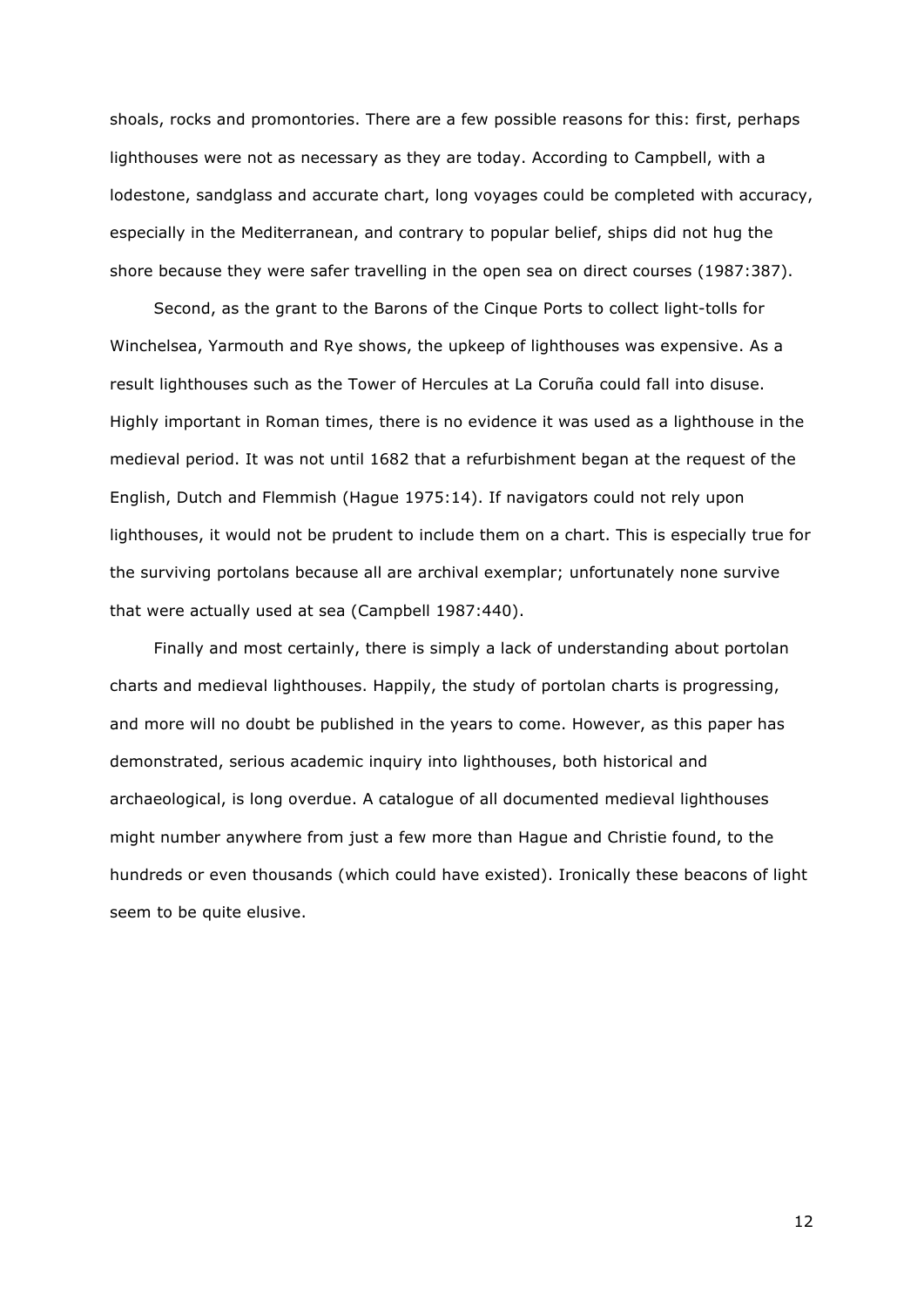shoals, rocks and promontories. There are a few possible reasons for this: first, perhaps lighthouses were not as necessary as they are today. According to Campbell, with a lodestone, sandglass and accurate chart, long voyages could be completed with accuracy, especially in the Mediterranean, and contrary to popular belief, ships did not hug the shore because they were safer travelling in the open sea on direct courses (1987:387).

Second, as the grant to the Barons of the Cinque Ports to collect light-tolls for Winchelsea, Yarmouth and Rye shows, the upkeep of lighthouses was expensive. As a result lighthouses such as the Tower of Hercules at La Coruña could fall into disuse. Highly important in Roman times, there is no evidence it was used as a lighthouse in the medieval period. It was not until 1682 that a refurbishment began at the request of the English, Dutch and Flemmish (Hague 1975:14). If navigators could not rely upon lighthouses, it would not be prudent to include them on a chart. This is especially true for the surviving portolans because all are archival exemplar; unfortunately none survive that were actually used at sea (Campbell 1987:440).

Finally and most certainly, there is simply a lack of understanding about portolan charts and medieval lighthouses. Happily, the study of portolan charts is progressing, and more will no doubt be published in the years to come. However, as this paper has demonstrated, serious academic inquiry into lighthouses, both historical and archaeological, is long overdue. A catalogue of all documented medieval lighthouses might number anywhere from just a few more than Hague and Christie found, to the hundreds or even thousands (which could have existed). Ironically these beacons of light seem to be quite elusive.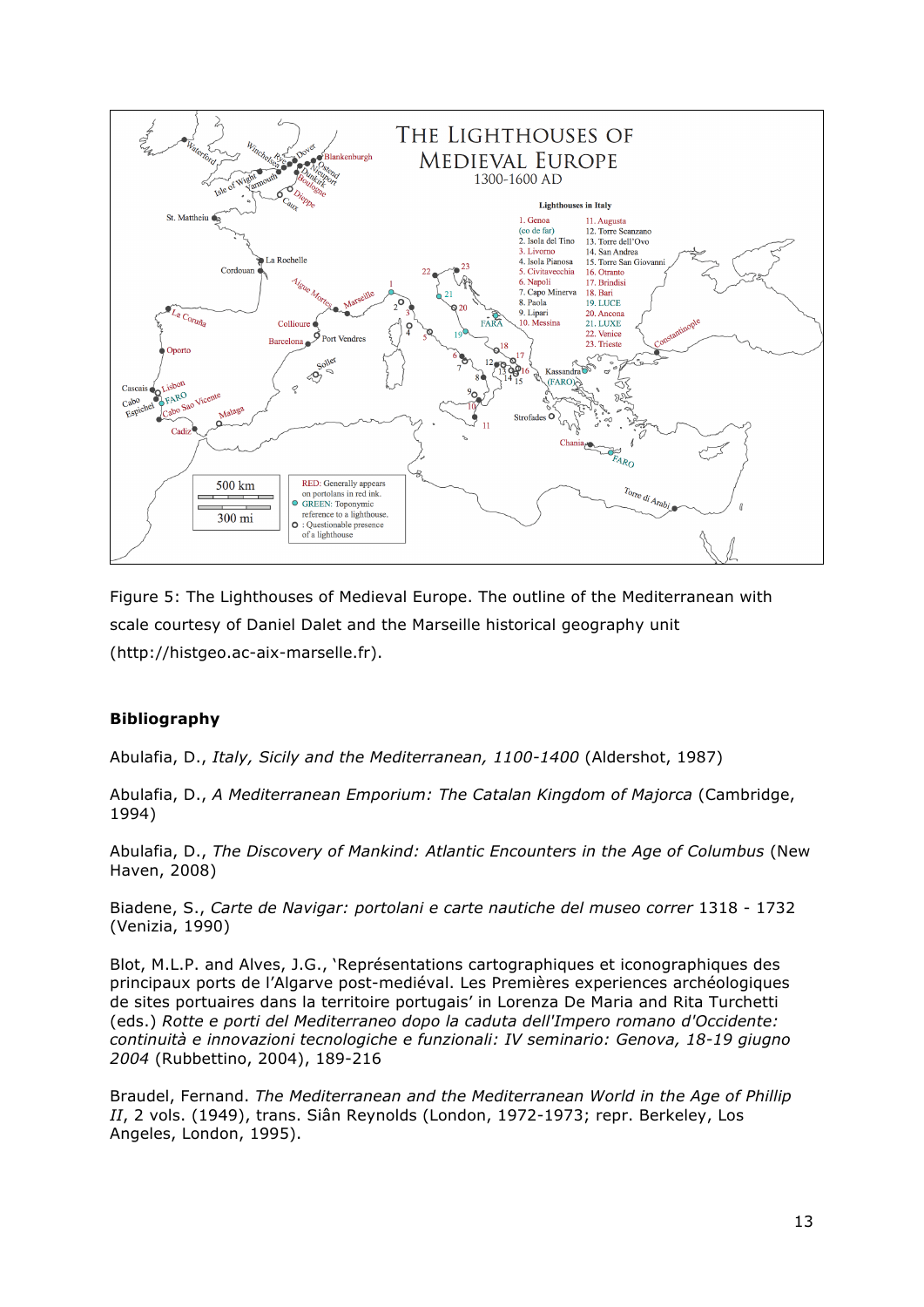Figure 5: The Lighthouses of Medieval Europe. The outline of the Mediterranean with scale courtesy of Daniel Dalet and the Marseille historical geography unit (http://histgeo.ac-aix-marseille.fr).

**Bibliography**

Abulafia, D., *Italy, Sicily and the Mediterranean, 1100-1400* (Aldershot, 1987)

Abulafia, D., *A Mediterranean Emporium: The Catalan Kingdom of Majorca* (Cambridge, 1994)

Abulafia, D., *The Discovery of Mankind: Atlantic Encounters in the Age of Columbus* (New Haven, 2008)

Biadene, S., *Carte de Navigar: portolani e carte nautiche del museo correr* 1318 - 1732 (Venizia, 1990)

Blot, M.L.P. and Alves, J.G., 'Représentations cartographiques et iconographiques des principaux ports de l'Algarve post-mediéval. Les Premières experiences archéologiques de sites portuaires dans la territoire portugais' in Lorenza De Maria and Rita Turchetti (eds.) *Rotte e porti del Mediterraneo dopo la caduta dell'Impero romano d'Occidente: continuità e innovazioni tecnologiche e funzionali: IV seminario: Genova, 18-19 giugno 2004* (Rubbettino, 2004), 189-216

Braudel, Fernand. *The Mediterranean and the Mediterranean World in the Age of Phillip II*, 2 vols. (1949), trans. Siân Reynolds (London, 1972-1973; repr. Berkeley, Los Angeles, London, 1995).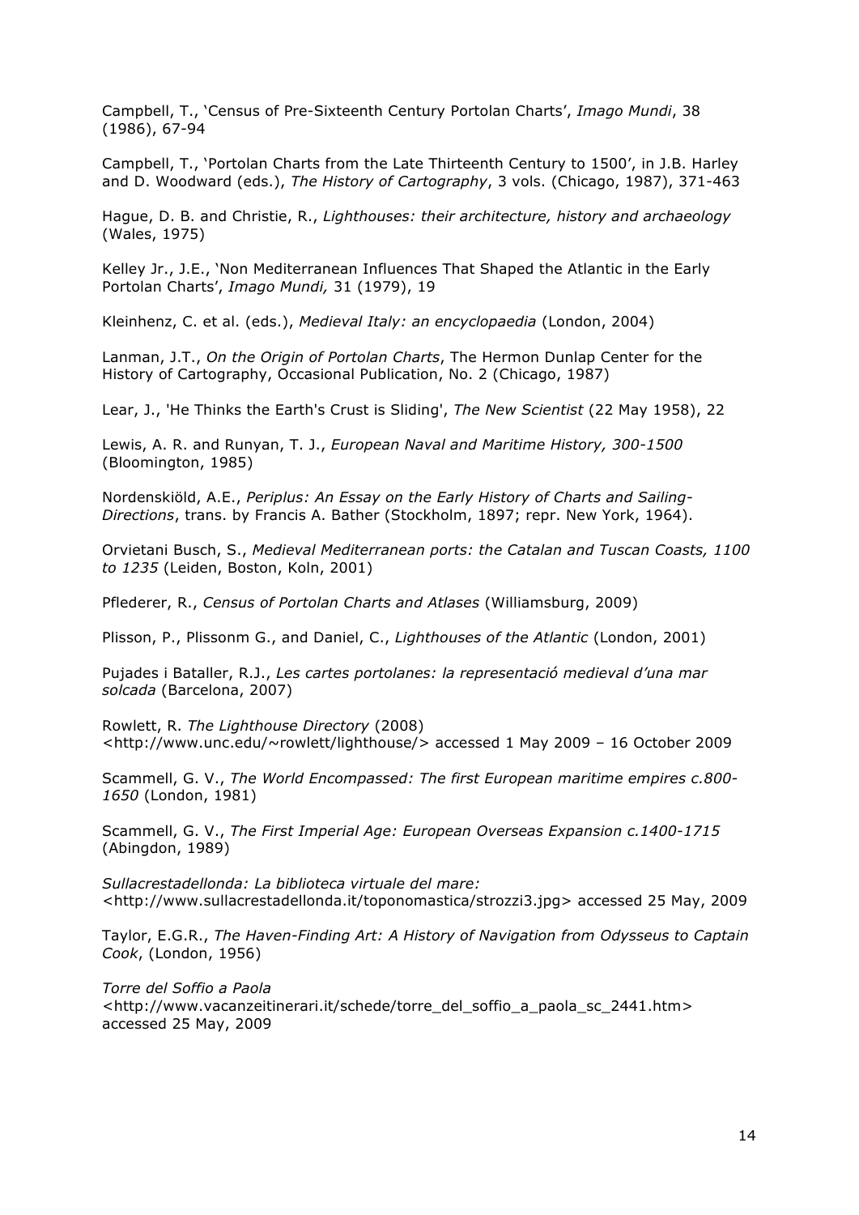Campbell, T., 'Census of Pre-Sixteenth Century Portolan Charts', *Imago Mundi*, 38 (1986), 67-94

Campbell, T., 'Portolan Charts from the Late Thirteenth Century to 1500', in J.B. Harley and D. Woodward (eds.), *The History of Cartography*, 3 vols. (Chicago, 1987), 371-463

Hague, D. B. and Christie, R., *Lighthouses: their architecture, history and archaeology* (Wales, 1975)

Kelley Jr., J.E., 'Non Mediterranean Influences That Shaped the Atlantic in the Early Portolan Charts', *Imago Mundi,* 31 (1979), 19

Kleinhenz, C. et al. (eds.), *Medieval Italy: an encyclopaedia* (London, 2004)

Lanman, J.T., *On the Origin of Portolan Charts*, The Hermon Dunlap Center for the History of Cartography, Occasional Publication, No. 2 (Chicago, 1987)

Lear, J., 'He Thinks the Earth's Crust is Sliding', *The New Scientist* (22 May 1958), 22

Lewis, A. R. and Runyan, T. J., *European Naval and Maritime History, 300-1500* (Bloomington, 1985)

Nordenskiöld, A.E., *Periplus: An Essay on the Early History of Charts and Sailing-Directions*, trans. by Francis A. Bather (Stockholm, 1897; repr. New York, 1964).

Orvietani Busch, S., *Medieval Mediterranean ports: the Catalan and Tuscan Coasts, 1100 to 1235* (Leiden, Boston, Koln, 2001)

Pflederer, R., *Census of Portolan Charts and Atlases* (Williamsburg, 2009)

Plisson, P., Plissonm G., and Daniel, C., *Lighthouses of the Atlantic* (London, 2001)

Pujades i Bataller, R.J., *Les cartes portolanes: la representació medieval d'una mar solcada* (Barcelona, 2007)

Rowlett, R. *The Lighthouse Directory* (2008) <http://www.unc.edu/~rowlett/lighthouse/> accessed 1 May 2009 – 16 October 2009

Scammell, G. V., *The World Encompassed: The first European maritime empires c.800-1650* (London, 1981)

Scammell, G. V., *The First Imperial Age: European Overseas Expansion c.1400-1715* (Abingdon, 1989)

*Sullacrestadellonda: La biblioteca virtuale del mare:* <http://www.sullacrestadellonda.it/toponomastica/strozzi3.jpg> accessed 25 May, 2009

Taylor, E.G.R., *The Haven-Finding Art: A History of Navigation from Odysseus to Captain Cook*, (London, 1956)

*Torre del Soffio a Paola* <http://www.vacanzeitinerari.it/schede/torre_del_soffio_a_paola_sc_2441.htm> accessed 25 May, 2009